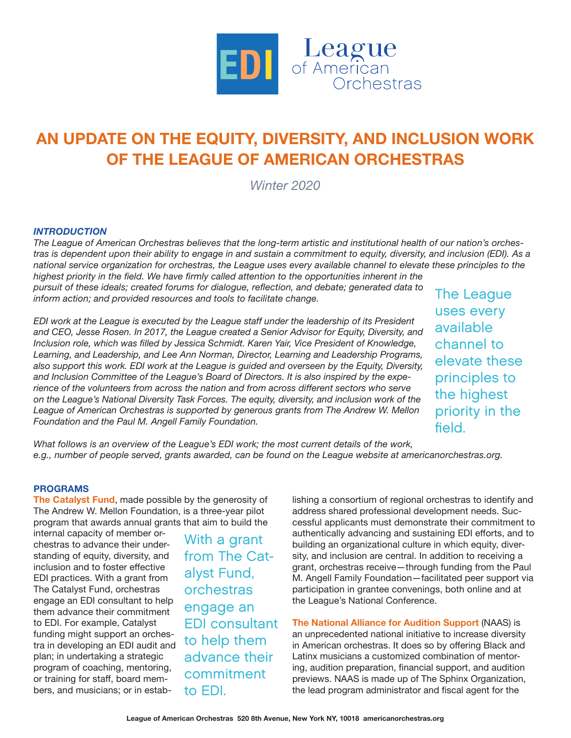# AN UPDATE ON THE EQUITY, DIVERSITY, AND INCLUSION WORK OF THE LEAGUE OF AMERICAN ORCHESTRAS

*Winter 2020*

### *INTRODUCTION*

*The League of American Orchestras believes that the long-term artistic and institutional health of our nation's orchestras is dependent upon their ability to engage in and sustain a commitment to equity, diversity, and inclusion (EDI). As a national service organization for orchestras, the League uses every available channel to elevate these principles to the highest priority in the field. We have firmly called attention to the opportunities inherent in the pursuit of these ideals; created forums for dialogue, reflection, and debate; generated data to inform action; and provided resources and tools to facilitate change.*

*EDI work at the League is executed by the League staff under the leadership of its President and CEO, Jesse Rosen. In 2017, the League created a Senior Advisor for Equity, Diversity, and Inclusion role, which was filled by Jessica Schmidt. Karen Yair, Vice President of Knowledge, Learning, and Leadership, and Lee Ann Norman, Director, Learning and Leadership Programs, also support this work. EDI work at the League is guided and overseen by the Equity, Diversity, and Inclusion Committee of the League's Board of Directors. It is also inspired by the experience of the volunteers from across the nation and from across different sectors who serve on the League's National Diversity Task Forces. The equity, diversity, and inclusion work of the League of American Orchestras is supported by generous grants from The Andrew W. Mellon Foundation and the Paul M. Angell Family Foundation.*

> The League uses every available channel to elevate these principles to the highest priority in the field.

*What follows is an overview of the League's EDI work; the most current details of the work, e.g., number of people served, grants awarded, can be found on the League website at americanorchestras.org.*

### PROGRAMS

**The Catalyst Fund**, made possible by the generosity of The Andrew W. Mellon Foundation, is a three-year pilot program that awards annual grants that aim to build the internal capacity of member orchestras to advance their understanding of equity, diversity, and inclusion and to foster effective EDI practices. With a grant from The Catalyst Fund, orchestras engage an EDI consultant to help them advance their commitment to EDI. For example, Catalyst funding might support an orchestra in developing an EDI audit and plan; in undertaking a strategic program of coaching, mentoring, or training for staff, board members, and musicians; or in establishing a consortium of regional orchestras to identify and address shared professional development needs. Successful applicants must demonstrate their commitment to authentically advancing and sustaining EDI efforts, and to building an organizational culture in which equity, diversity, and inclusion are central. In addition to receiving a grant, orchestras receive—through funding from the Paul M. Angell Family Foundation—facilitated peer support via participation in grantee convenings, both online and at the League's National Conference.

> With a grant from The Catalyst Fund, orchestras engage an EDI consultant to help them advance their commitment to EDI.

**The National Alliance for Audition Support** (NAAS) is an unprecedented national initiative to increase diversity in American orchestras. It does so by offering Black and Latinx musicians a customized combination of mentoring, audition preparation, financial support, and audition previews. NAAS is made up of The Sphinx Organization, the lead program administrator and fiscal agent for the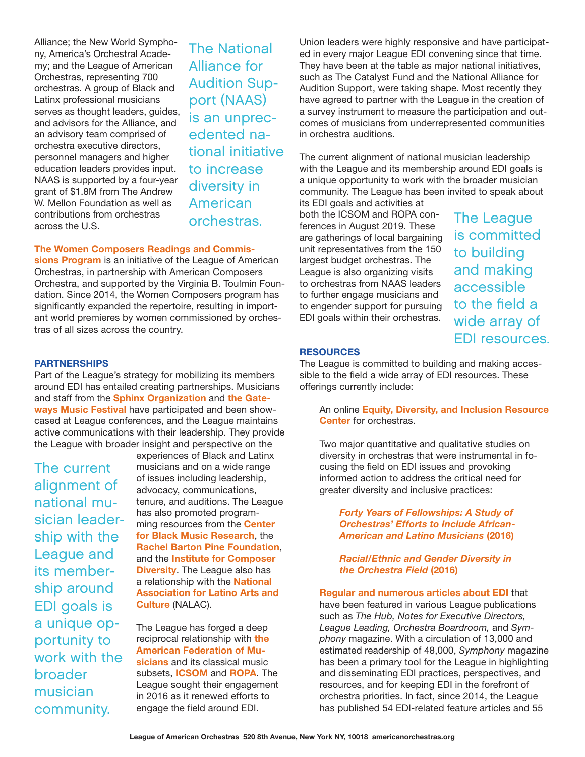Alliance; the New World Symphony, America's Orchestral Academy; and the League of American Orchestras, representing 700 orchestras. A group of Black and Latinx professional musicians serves as thought leaders, guides, and advisors for the Alliance, and an advisory team comprised of orchestra executive directors, personnel managers and higher education leaders provides input. NAAS is supported by a four-year grant of $1.8M from The Andrew W. Mellon Foundation as well as contributions from orchestras across the U.S.

The National Alliance for Audition Support (NAAS) is an unprecedented national initiative to increase diversity in American orchestras.

**The Women Composers Readings and Commissions Program** is an initiative of the League of American Orchestras, in partnership with American Composers Orchestra, and supported by the Virginia B. Toulmin Foundation. Since 2014, the Women Composers program has significantly expanded the repertoire, resulting in important world premieres by women commissioned by orchestras of all sizes across the country.

## PARTNERSHIPS

Part of the League's strategy for mobilizing its members around EDI has entailed creating partnerships. Musicians and staff from the **Sphinx Organization** and **the Gateways Music Festival** have participated and been showcased at League conferences, and the League maintains active communications with their leadership. They provide the League with broader insight and perspective on the experiences of Black and Latinx musicians and on a wide range of issues including leadership, advocacy, communications, tenure, and auditions. The League has also promoted programming resources from the **Center for Black Music Research**, the **Rachel Barton Pine Foundation**, and the **Institute for Composer Diversity**. The League also has a relationship with the **National Association for Latino Arts and Culture** (NALAC).

The current alignment of national musician leadership with the League and its membership around EDI goals is a unique opportunity to work with the broader musician community.

The League has forged a deep reciprocal relationship with **the American Federation of Musicians** and its classical music subsets, **ICSOM** and **ROPA**. The League sought their engagement in 2016 as it renewed efforts to engage the field around EDI. Union leaders were highly responsive and have participated in every major League EDI convening since that time. They have been at the table as major national initiatives, such as The Catalyst Fund and the National Alliance for Audition Support, were taking shape. Most recently they have agreed to partner with the League in the creation of a survey instrument to measure the participation and outcomes of musicians from underrepresented communities in orchestra auditions.

The current alignment of national musician leadership with the League and its membership around EDI goals is a unique opportunity to work with the broader musician community. The League has been invited to speak about its EDI goals and activities at both the ICSOM and ROPA conferences in August 2019. These are gatherings of local bargaining unit representatives from the 150 largest budget orchestras. The League is also organizing visits to orchestras from NAAS leaders to further engage musicians and to engender support for pursuing EDI goals within their orchestras.

The League is committed to building and making accessible to the field a wide array of EDI resources.

## RESOURCES

The League is committed to building and making accessible to the field a wide array of EDI resources. These offerings currently include:

An online **Equity, Diversity, and Inclusion Resource Center** for orchestras.

Two major quantitative and qualitative studies on diversity in orchestras that were instrumental in focusing the field on EDI issues and provoking informed action to address the critical need for greater diversity and inclusive practices:

> ***Forty Years of Fellowships: A Study of Orchestras' Efforts to Include African-American and Latino Musicians* (2016)**
>
> ***Racial/Ethnic and Gender Diversity in the Orchestra Field* (2016)**

**Regular and numerous articles about EDI** that have been featured in various League publications such as *The Hub, Notes for Executive Directors, League Leading, Orchestra Boardroom,* and *Symphony* magazine. With a circulation of 13,000 and estimated readership of 48,000, *Symphony* magazine has been a primary tool for the League in highlighting and disseminating EDI practices, perspectives, and resources, and for keeping EDI in the forefront of orchestra priorities. In fact, since 2014, the League has published 54 EDI-related feature articles and 55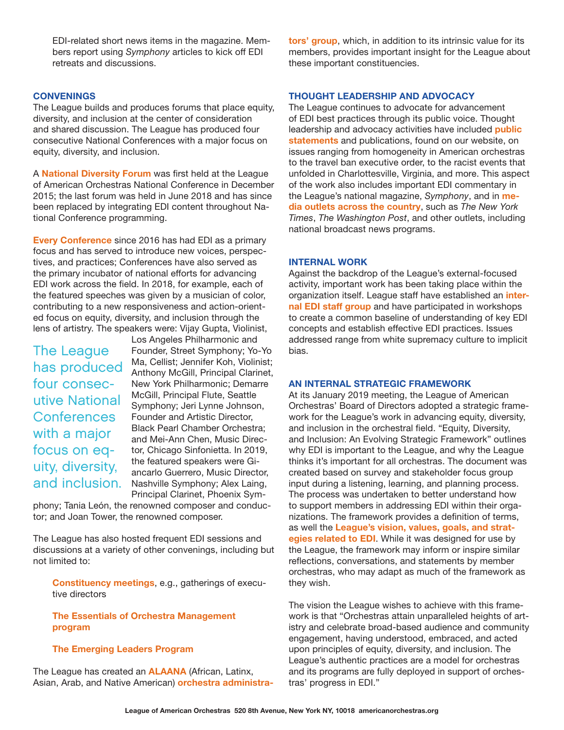EDI-related short news items in the magazine. Members report using *Symphony* articles to kick off EDI retreats and discussions.

### CONVENINGS

The League builds and produces forums that place equity, diversity, and inclusion at the center of consideration and shared discussion. The League has produced four consecutive National Conferences with a major focus on equity, diversity, and inclusion.

A **National Diversity Forum** was first held at the League of American Orchestras National Conference in December 2015; the last forum was held in June 2018 and has since been replaced by integrating EDI content throughout National Conference programming.

**Every Conference** since 2016 has had EDI as a primary focus and has served to introduce new voices, perspectives, and practices; Conferences have also served as the primary incubator of national efforts for advancing EDI work across the field. In 2018, for example, each of the featured speeches was given by a musician of color, contributing to a new responsiveness and action-oriented focus on equity, diversity, and inclusion through the lens of artistry. The speakers were: Vijay Gupta, Violinist, Los Angeles Philharmonic and Founder, Street Symphony; Yo-Yo Ma, Cellist; Jennifer Koh, Violinist; Anthony McGill, Principal Clarinet, New York Philharmonic; Demarre McGill, Principal Flute, Seattle Symphony; Jeri Lynne Johnson, Founder and Artistic Director, Black Pearl Chamber Orchestra; and Mei-Ann Chen, Music Director, Chicago Sinfonietta. In 2019, the featured speakers were Giancarlo Guerrero, Music Director, Nashville Symphony; Alex Laing, Principal Clarinet, Phoenix Symphony; Tania León, the renowned composer and conductor; and Joan Tower, the renowned composer.

> The League has produced four consecutive National Conferences with a major focus on equity, diversity, and inclusion.

The League has also hosted frequent EDI sessions and discussions at a variety of other convenings, including but not limited to:

- **Constituency meetings**, e.g., gatherings of executive directors
- **The Essentials of Orchestra Management program**
- **The Emerging Leaders Program**

The League has created an **ALAANA** (African, Latinx, Asian, Arab, and Native American) **orchestra administrators' group**, which, in addition to its intrinsic value for its members, provides important insight for the League about these important constituencies.

### THOUGHT LEADERSHIP AND ADVOCACY

The League continues to advocate for advancement of EDI best practices through its public voice. Thought leadership and advocacy activities have included **public statements** and publications, found on our website, on issues ranging from homogeneity in American orchestras to the travel ban executive order, to the racist events that unfolded in Charlottesville, Virginia, and more. This aspect of the work also includes important EDI commentary in the League's national magazine, *Symphony*, and in **media outlets across the country**, such as *The New York Times*, *The Washington Post*, and other outlets, including national broadcast news programs.

### INTERNAL WORK

Against the backdrop of the League's external-focused activity, important work has been taking place within the organization itself. League staff have established an **internal EDI staff group** and have participated in workshops to create a common baseline of understanding of key EDI concepts and establish effective EDI practices. Issues addressed range from white supremacy culture to implicit bias.

### AN INTERNAL STRATEGIC FRAMEWORK

At its January 2019 meeting, the League of American Orchestras' Board of Directors adopted a strategic framework for the League's work in advancing equity, diversity, and inclusion in the orchestral field. "Equity, Diversity, and Inclusion: An Evolving Strategic Framework" outlines why EDI is important to the League, and why the League thinks it's important for all orchestras. The document was created based on survey and stakeholder focus group input during a listening, learning, and planning process. The process was undertaken to better understand how to support members in addressing EDI within their organizations. The framework provides a definition of terms, as well the **League's vision, values, goals, and strategies related to EDI**. While it was designed for use by the League, the framework may inform or inspire similar reflections, conversations, and statements by member orchestras, who may adapt as much of the framework as they wish.

The vision the League wishes to achieve with this framework is that "Orchestras attain unparalleled heights of artistry and celebrate broad-based audience and community engagement, having understood, embraced, and acted upon principles of equity, diversity, and inclusion. The League's authentic practices are a model for orchestras and its programs are fully deployed in support of orchestras' progress in EDI."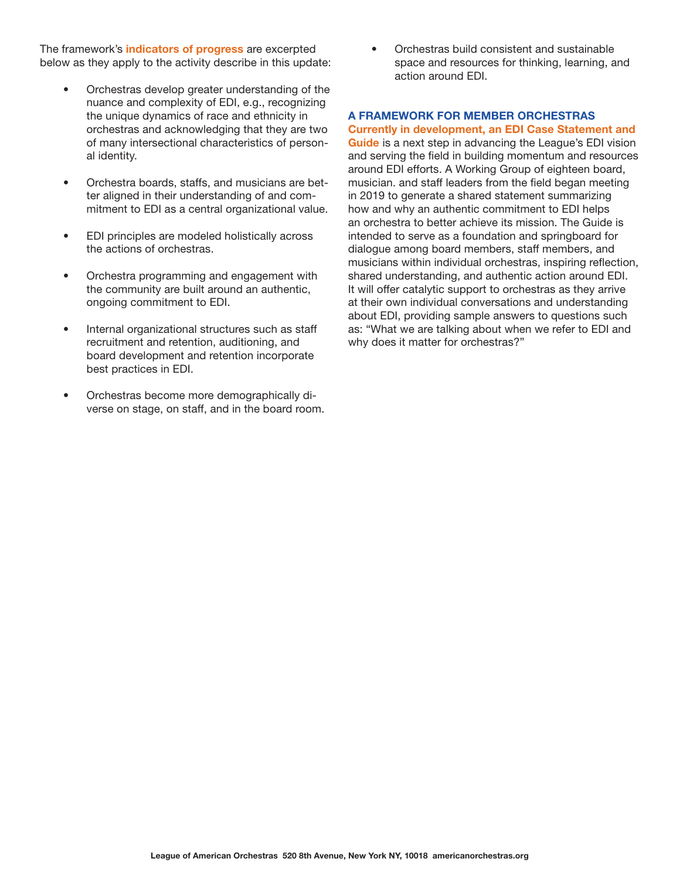The framework's **indicators of progress** are excerpted below as they apply to the activity describe in this update:

- Orchestras develop greater understanding of the nuance and complexity of EDI, e.g., recognizing the unique dynamics of race and ethnicity in orchestras and acknowledging that they are two of many intersectional characteristics of personal identity.

- Orchestra boards, staffs, and musicians are better aligned in their understanding of and commitment to EDI as a central organizational value.

- EDI principles are modeled holistically across the actions of orchestras.

- Orchestra programming and engagement with the community are built around an authentic, ongoing commitment to EDI.

- Internal organizational structures such as staff recruitment and retention, auditioning, and board development and retention incorporate best practices in EDI.

- Orchestras become more demographically diverse on stage, on staff, and in the board room.

- Orchestras build consistent and sustainable space and resources for thinking, learning, and action around EDI.

## A FRAMEWORK FOR MEMBER ORCHESTRAS

**Currently in development, an EDI Case Statement and Guide** is a next step in advancing the League's EDI vision and serving the field in building momentum and resources around EDI efforts. A Working Group of eighteen board, musician. and staff leaders from the field began meeting in 2019 to generate a shared statement summarizing how and why an authentic commitment to EDI helps an orchestra to better achieve its mission. The Guide is intended to serve as a foundation and springboard for dialogue among board members, staff members, and musicians within individual orchestras, inspiring reflection, shared understanding, and authentic action around EDI. It will offer catalytic support to orchestras as they arrive at their own individual conversations and understanding about EDI, providing sample answers to questions such as: "What we are talking about when we refer to EDI and why does it matter for orchestras?"